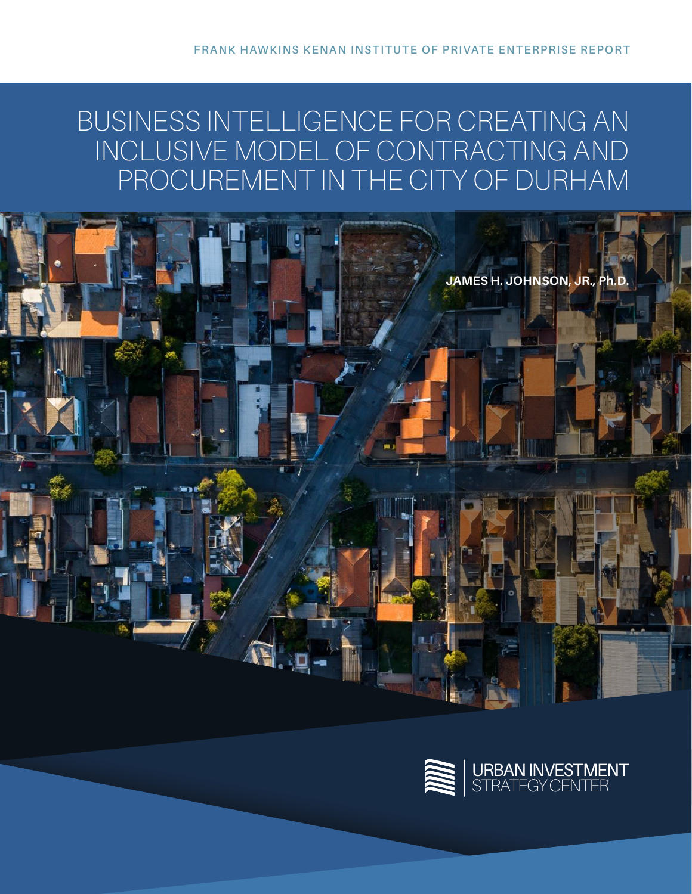FRANK HAWKINS KENAN INSTITUTE OF PRIVATE ENTERPRISE REPORT

# BUSINESS INTELLIGENCE FOR CREATING AN INCLUSIVE MODEL OF CONTRACTING AND PROCUREMENT IN THE CITY OF DURHAM

**JAMES H. JOHNSON, JR., Ph.D.**

URBAN INVESTMENT STRATEGY CENTER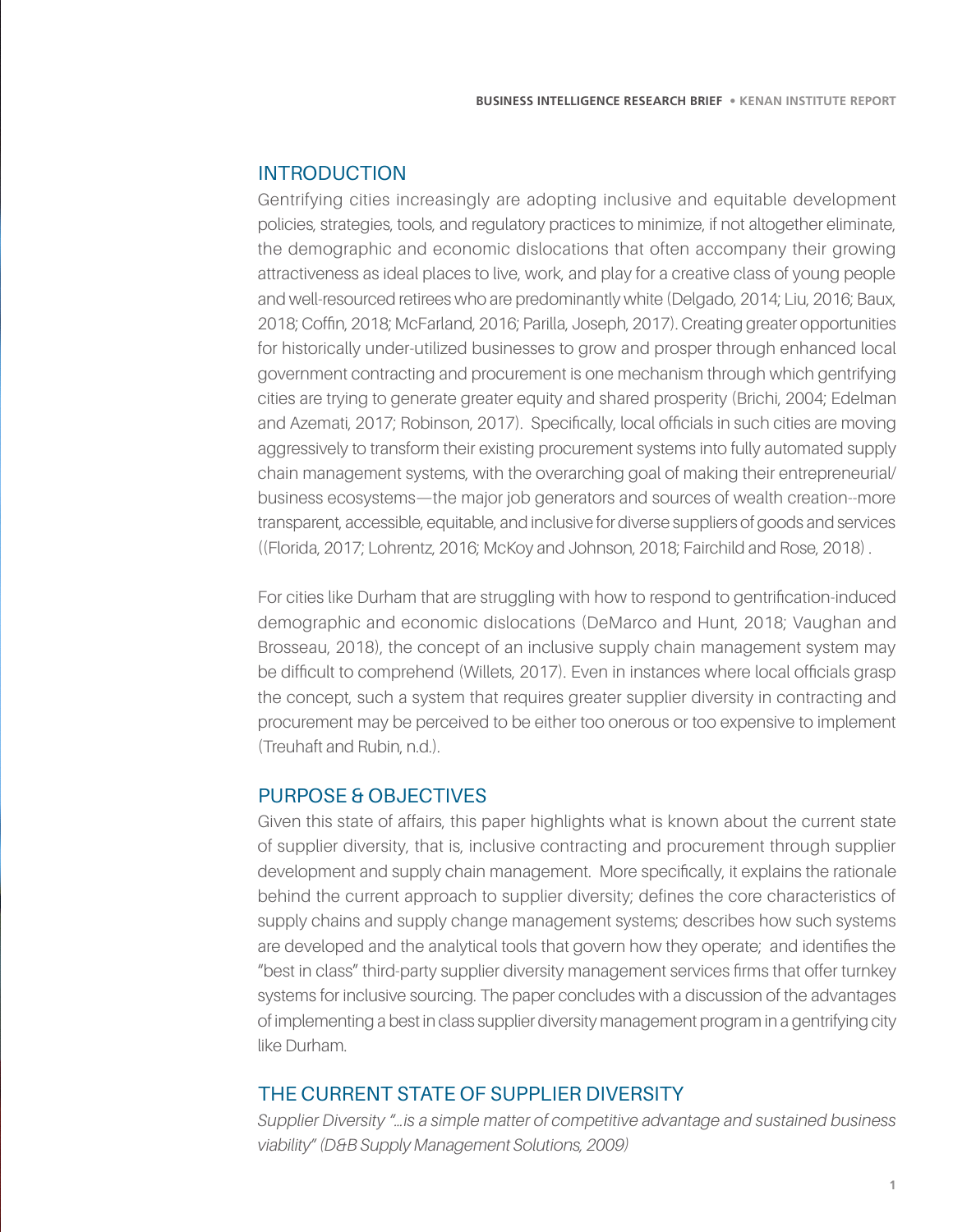## INTRODUCTION

Gentrifying cities increasingly are adopting inclusive and equitable development policies, strategies, tools, and regulatory practices to minimize, if not altogether eliminate, the demographic and economic dislocations that often accompany their growing attractiveness as ideal places to live, work, and play for a creative class of young people and well-resourced retirees who are predominantly white (Delgado, 2014; Liu, 2016; Baux, 2018; Coffin, 2018; McFarland, 2016; Parilla, Joseph, 2017). Creating greater opportunities for historically under-utilized businesses to grow and prosper through enhanced local government contracting and procurement is one mechanism through which gentrifying cities are trying to generate greater equity and shared prosperity (Brichi, 2004; Edelman and Azemati, 2017; Robinson, 2017). Specifically, local officials in such cities are moving aggressively to transform their existing procurement systems into fully automated supply chain management systems, with the overarching goal of making their entrepreneurial/business ecosystems—the major job generators and sources of wealth creation--more transparent, accessible, equitable, and inclusive for diverse suppliers of goods and services ((Florida, 2017; Lohrentz, 2016; McKoy and Johnson, 2018; Fairchild and Rose, 2018) .

For cities like Durham that are struggling with how to respond to gentrification-induced demographic and economic dislocations (DeMarco and Hunt, 2018; Vaughan and Brosseau, 2018), the concept of an inclusive supply chain management system may be difficult to comprehend (Willets, 2017). Even in instances where local officials grasp the concept, such a system that requires greater supplier diversity in contracting and procurement may be perceived to be either too onerous or too expensive to implement (Treuhaft and Rubin, n.d.).

## PURPOSE & OBJECTIVES

Given this state of affairs, this paper highlights what is known about the current state of supplier diversity, that is, inclusive contracting and procurement through supplier development and supply chain management. More specifically, it explains the rationale behind the current approach to supplier diversity; defines the core characteristics of supply chains and supply change management systems; describes how such systems are developed and the analytical tools that govern how they operate; and identifies the "best in class" third-party supplier diversity management services firms that offer turnkey systems for inclusive sourcing. The paper concludes with a discussion of the advantages of implementing a best in class supplier diversity management program in a gentrifying city like Durham.

## THE CURRENT STATE OF SUPPLIER DIVERSITY

*Supplier Diversity "…is a simple matter of competitive advantage and sustained business viability" (D&B Supply Management Solutions, 2009)*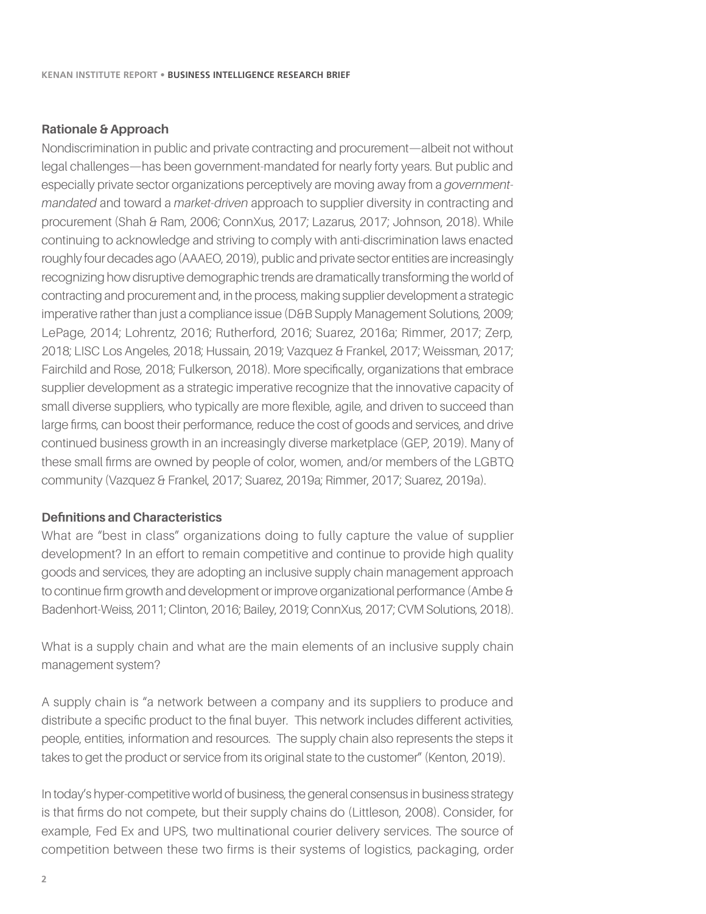### Rationale & Approach

Nondiscrimination in public and private contracting and procurement—albeit not without legal challenges—has been government-mandated for nearly forty years. But public and especially private sector organizations perceptively are moving away from a *government-mandated* and toward a *market-driven* approach to supplier diversity in contracting and procurement (Shah & Ram, 2006; ConnXus, 2017; Lazarus, 2017; Johnson, 2018). While continuing to acknowledge and striving to comply with anti-discrimination laws enacted roughly four decades ago (AAAEO, 2019), public and private sector entities are increasingly recognizing how disruptive demographic trends are dramatically transforming the world of contracting and procurement and, in the process, making supplier development a strategic imperative rather than just a compliance issue (D&B Supply Management Solutions, 2009; LePage, 2014; Lohrentz, 2016; Rutherford, 2016; Suarez, 2016a; Rimmer, 2017; Zerp, 2018; LISC Los Angeles, 2018; Hussain, 2019; Vazquez & Frankel, 2017; Weissman, 2017; Fairchild and Rose, 2018; Fulkerson, 2018). More specifically, organizations that embrace supplier development as a strategic imperative recognize that the innovative capacity of small diverse suppliers, who typically are more flexible, agile, and driven to succeed than large firms, can boost their performance, reduce the cost of goods and services, and drive continued business growth in an increasingly diverse marketplace (GEP, 2019). Many of these small firms are owned by people of color, women, and/or members of the LGBTQ community (Vazquez & Frankel, 2017; Suarez, 2019a; Rimmer, 2017; Suarez, 2019a).

### Definitions and Characteristics

What are "best in class" organizations doing to fully capture the value of supplier development? In an effort to remain competitive and continue to provide high quality goods and services, they are adopting an inclusive supply chain management approach to continue firm growth and development or improve organizational performance (Ambe & Badenhort-Weiss, 2011; Clinton, 2016; Bailey, 2019; ConnXus, 2017; CVM Solutions, 2018).

What is a supply chain and what are the main elements of an inclusive supply chain management system?

A supply chain is "a network between a company and its suppliers to produce and distribute a specific product to the final buyer. This network includes different activities, people, entities, information and resources. The supply chain also represents the steps it takes to get the product or service from its original state to the customer" (Kenton, 2019).

In today's hyper-competitive world of business, the general consensus in business strategy is that firms do not compete, but their supply chains do (Littleson, 2008). Consider, for example, Fed Ex and UPS, two multinational courier delivery services. The source of competition between these two firms is their systems of logistics, packaging, order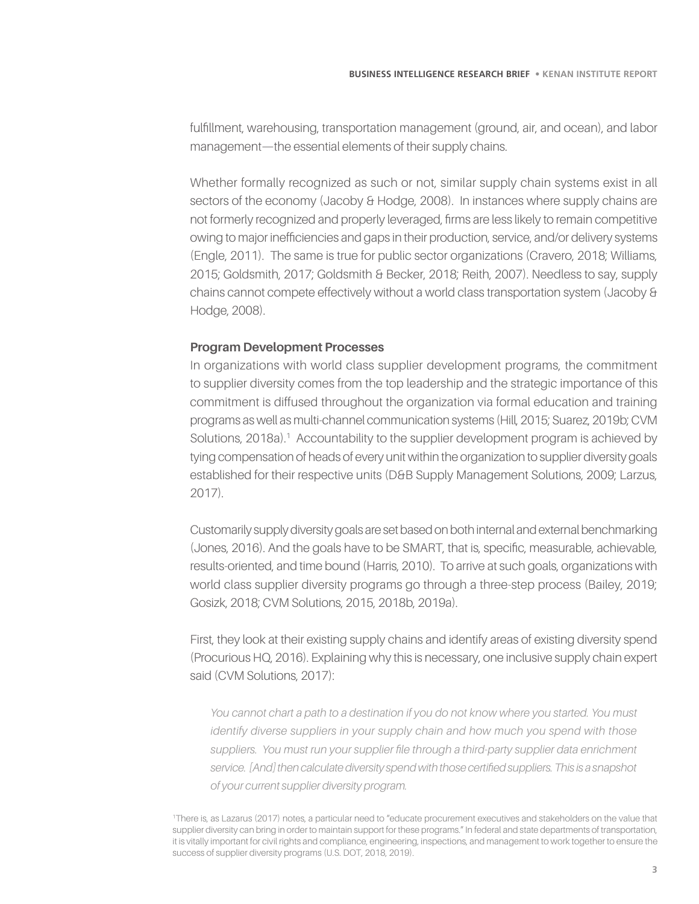fulfillment, warehousing, transportation management (ground, air, and ocean), and labor management—the essential elements of their supply chains.

Whether formally recognized as such or not, similar supply chain systems exist in all sectors of the economy (Jacoby & Hodge, 2008). In instances where supply chains are not formerly recognized and properly leveraged, firms are less likely to remain competitive owing to major inefficiencies and gaps in their production, service, and/or delivery systems (Engle, 2011). The same is true for public sector organizations (Cravero, 2018; Williams, 2015; Goldsmith, 2017; Goldsmith & Becker, 2018; Reith, 2007). Needless to say, supply chains cannot compete effectively without a world class transportation system (Jacoby & Hodge, 2008).

### Program Development Processes

In organizations with world class supplier development programs, the commitment to supplier diversity comes from the top leadership and the strategic importance of this commitment is diffused throughout the organization via formal education and training programs as well as multi-channel communication systems (Hill, 2015; Suarez, 2019b; CVM Solutions, 2018a).[1] Accountability to the supplier development program is achieved by tying compensation of heads of every unit within the organization to supplier diversity goals established for their respective units (D&B Supply Management Solutions, 2009; Larzus, 2017).

Customarily supply diversity goals are set based on both internal and external benchmarking (Jones, 2016). And the goals have to be SMART, that is, specific, measurable, achievable, results-oriented, and time bound (Harris, 2010). To arrive at such goals, organizations with world class supplier diversity programs go through a three-step process (Bailey, 2019; Gosizk, 2018; CVM Solutions, 2015, 2018b, 2019a).

First, they look at their existing supply chains and identify areas of existing diversity spend (Procurious HQ, 2016). Explaining why this is necessary, one inclusive supply chain expert said (CVM Solutions, 2017):

> *You cannot chart a path to a destination if you do not know where you started. You must identify diverse suppliers in your supply chain and how much you spend with those suppliers. You must run your supplier file through a third-party supplier data enrichment service. [And] then calculate diversity spend with those certified suppliers. This is a snapshot of your current supplier diversity program.*

[1] There is, as Lazarus (2017) notes, a particular need to "educate procurement executives and stakeholders on the value that supplier diversity can bring in order to maintain support for these programs." In federal and state departments of transportation, it is vitally important for civil rights and compliance, engineering, inspections, and management to work together to ensure the success of supplier diversity programs (U.S. DOT, 2018, 2019).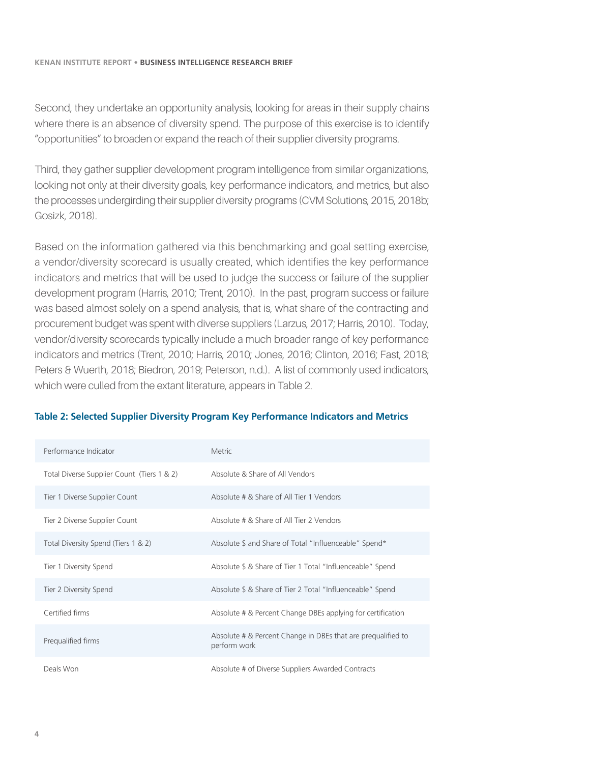Second, they undertake an opportunity analysis, looking for areas in their supply chains where there is an absence of diversity spend. The purpose of this exercise is to identify "opportunities" to broaden or expand the reach of their supplier diversity programs.

Third, they gather supplier development program intelligence from similar organizations, looking not only at their diversity goals, key performance indicators, and metrics, but also the processes undergirding their supplier diversity programs (CVM Solutions, 2015, 2018b; Gosizk, 2018).

Based on the information gathered via this benchmarking and goal setting exercise, a vendor/diversity scorecard is usually created, which identifies the key performance indicators and metrics that will be used to judge the success or failure of the supplier development program (Harris, 2010; Trent, 2010). In the past, program success or failure was based almost solely on a spend analysis, that is, what share of the contracting and procurement budget was spent with diverse suppliers (Larzus, 2017; Harris, 2010). Today, vendor/diversity scorecards typically include a much broader range of key performance indicators and metrics (Trent, 2010; Harris, 2010; Jones, 2016; Clinton, 2016; Fast, 2018; Peters & Wuerth, 2018; Biedron, 2019; Peterson, n.d.). A list of commonly used indicators, which were culled from the extant literature, appears in Table 2.

#### Table 2: Selected Supplier Diversity Program Key Performance Indicators and Metrics

| Performance Indicator | Metric |
|---|---|
| Total Diverse Supplier Count (Tiers 1 & 2) | Absolute & Share of All Vendors |
| Tier 1 Diverse Supplier Count | Absolute # & Share of All Tier 1 Vendors |
| Tier 2 Diverse Supplier Count | Absolute # & Share of All Tier 2 Vendors |
| Total Diversity Spend (Tiers 1 & 2) | Absolute $ and Share of Total "Influenceable" Spend* |
| Tier 1 Diversity Spend | Absolute $ & Share of Tier 1 Total "Influenceable" Spend |
| Tier 2 Diversity Spend | Absolute $ & Share of Tier 2 Total "Influenceable" Spend |
| Certified firms | Absolute # & Percent Change DBEs applying for certification |
| Prequalified firms | Absolute # & Percent Change in DBEs that are prequalified to perform work |
| Deals Won | Absolute # of Diverse Suppliers Awarded Contracts |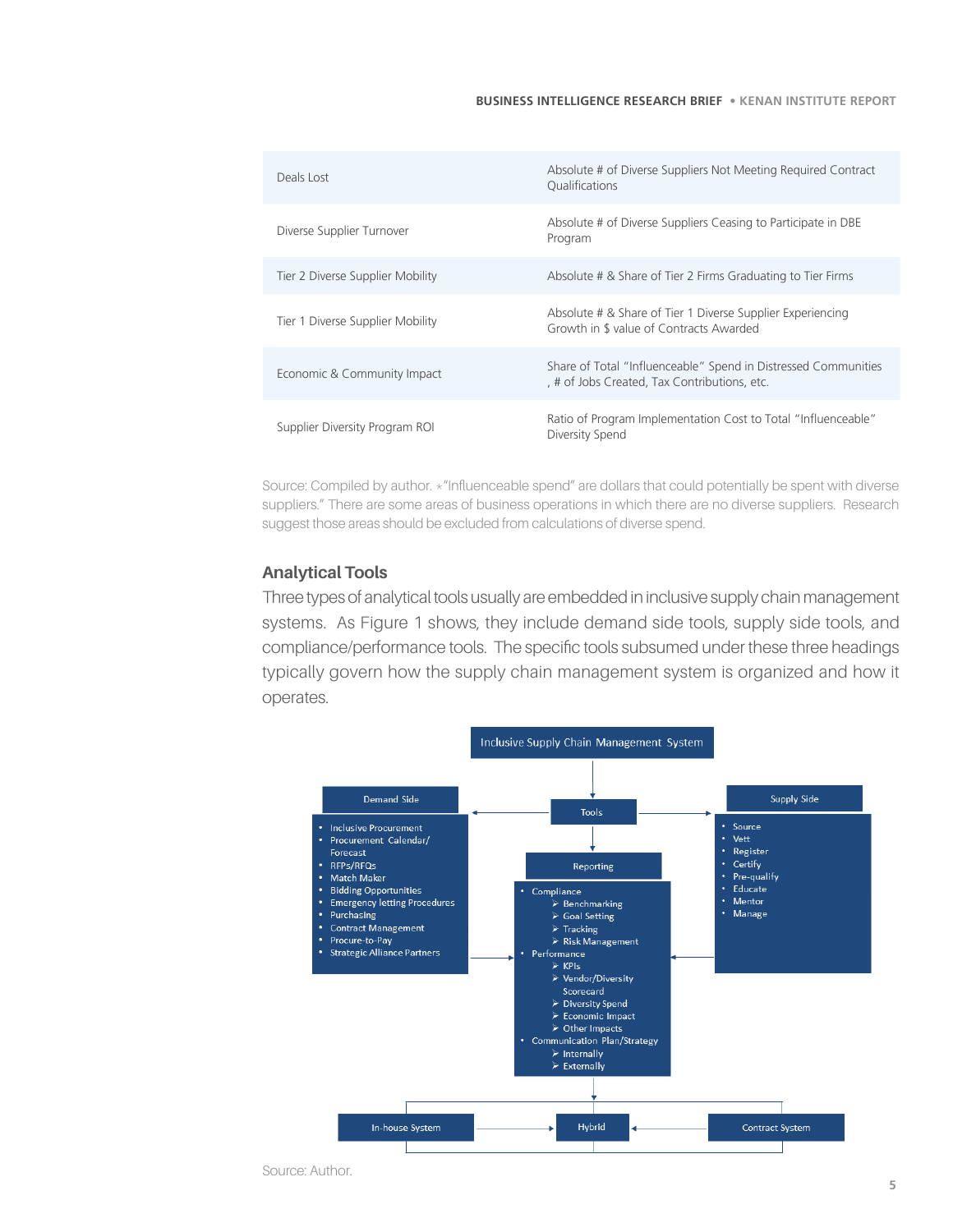| Deals Lost | Absolute # of Diverse Suppliers Not Meeting Required Contract Qualifications |
|---|---|
| Diverse Supplier Turnover | Absolute # of Diverse Suppliers Ceasing to Participate in DBE Program |
| Tier 2 Diverse Supplier Mobility | Absolute # & Share of Tier 2 Firms Graduating to Tier Firms |
| Tier 1 Diverse Supplier Mobility | Absolute # & Share of Tier 1 Diverse Supplier Experiencing Growth in $ value of Contracts Awarded |
| Economic & Community Impact | Share of Total "Influenceable" Spend in Distressed Communities , # of Jobs Created, Tax Contributions, etc. |
| Supplier Diversity Program ROI | Ratio of Program Implementation Cost to Total "Influenceable" Diversity Spend |

Source: Compiled by author. *"Influenceable spend" are dollars that could potentially be spent with diverse suppliers." There are some areas of business operations in which there are no diverse suppliers. Research suggest those areas should be excluded from calculations of diverse spend.

## Analytical Tools

Three types of analytical tools usually are embedded in inclusive supply chain management systems. As Figure 1 shows, they include demand side tools, supply side tools, and compliance/performance tools. The specific tools subsumed under these three headings typically govern how the supply chain management system is organized and how it operates.

Inclusive Supply Chain Management System

Tools

Demand Side
- Inclusive Procurement
- Procurement Calendar/ Forecast
- RFPs/RFQs
- Match Maker
- Bidding Opportunities
- Emergency letting Procedures
- Purchasing
- Contract Management
- Procure-to-Pay
- Strategic Alliance Partners

Reporting
- Compliance
  - Benchmarking
  - Goal Setting
  - Tracking
  - Risk Management
- Performance
  - KPIs
  - Vendor/Diversity Scorecard
  - Diversity Spend
  - Economic Impact
  - Other Impacts
- Communication Plan/Strategy
  - Internally
  - Externally

Supply Side
- Source
- Vett
- Register
- Certify
- Pre-qualify
- Educate
- Mentor
- Manage

In-house System → Hybrid ← Contract System

Source: Author.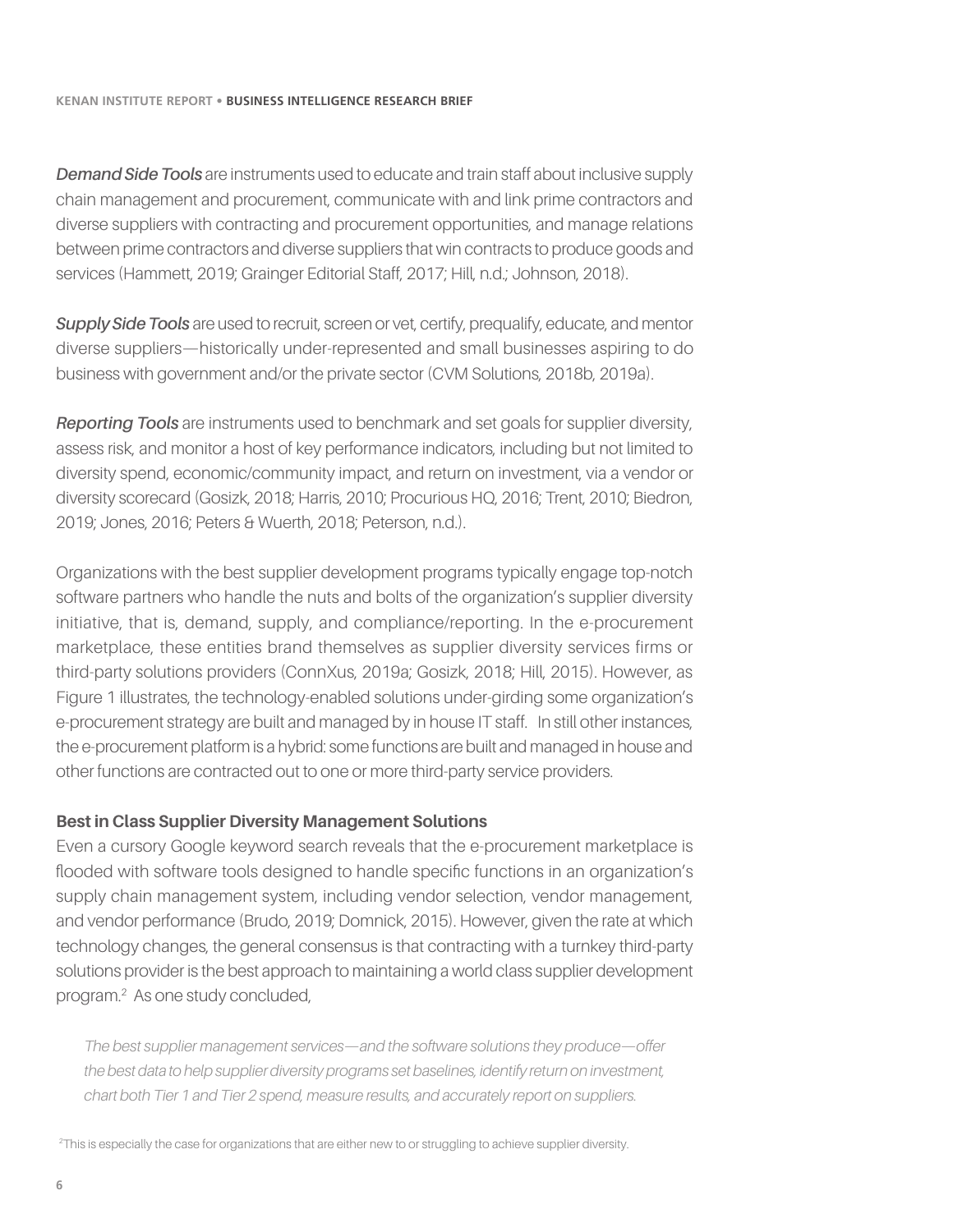***Demand Side Tools*** are instruments used to educate and train staff about inclusive supply chain management and procurement, communicate with and link prime contractors and diverse suppliers with contracting and procurement opportunities, and manage relations between prime contractors and diverse suppliers that win contracts to produce goods and services (Hammett, 2019; Grainger Editorial Staff, 2017; Hill, n.d.; Johnson, 2018).

***Supply Side Tools*** are used to recruit, screen or vet, certify, prequalify, educate, and mentor diverse suppliers—historically under-represented and small businesses aspiring to do business with government and/or the private sector (CVM Solutions, 2018b, 2019a).

***Reporting Tools*** are instruments used to benchmark and set goals for supplier diversity, assess risk, and monitor a host of key performance indicators, including but not limited to diversity spend, economic/community impact, and return on investment, via a vendor or diversity scorecard (Gosizk, 2018; Harris, 2010; Procurious HQ, 2016; Trent, 2010; Biedron, 2019; Jones, 2016; Peters & Wuerth, 2018; Peterson, n.d.).

Organizations with the best supplier development programs typically engage top-notch software partners who handle the nuts and bolts of the organization's supplier diversity initiative, that is, demand, supply, and compliance/reporting. In the e-procurement marketplace, these entities brand themselves as supplier diversity services firms or third-party solutions providers (ConnXus, 2019a; Gosizk, 2018; Hill, 2015). However, as Figure 1 illustrates, the technology-enabled solutions under-girding some organization's e-procurement strategy are built and managed by in house IT staff. In still other instances, the e-procurement platform is a hybrid: some functions are built and managed in house and other functions are contracted out to one or more third-party service providers.

**Best in Class Supplier Diversity Management Solutions**

Even a cursory Google keyword search reveals that the e-procurement marketplace is flooded with software tools designed to handle specific functions in an organization's supply chain management system, including vendor selection, vendor management, and vendor performance (Brudo, 2019; Domnick, 2015). However, given the rate at which technology changes, the general consensus is that contracting with a turnkey third-party solutions provider is the best approach to maintaining a world class supplier development program.[2] As one study concluded,

> *The best supplier management services—and the software solutions they produce—offer the best data to help supplier diversity programs set baselines, identify return on investment, chart both Tier 1 and Tier 2 spend, measure results, and accurately report on suppliers.*

[2]This is especially the case for organizations that are either new to or struggling to achieve supplier diversity.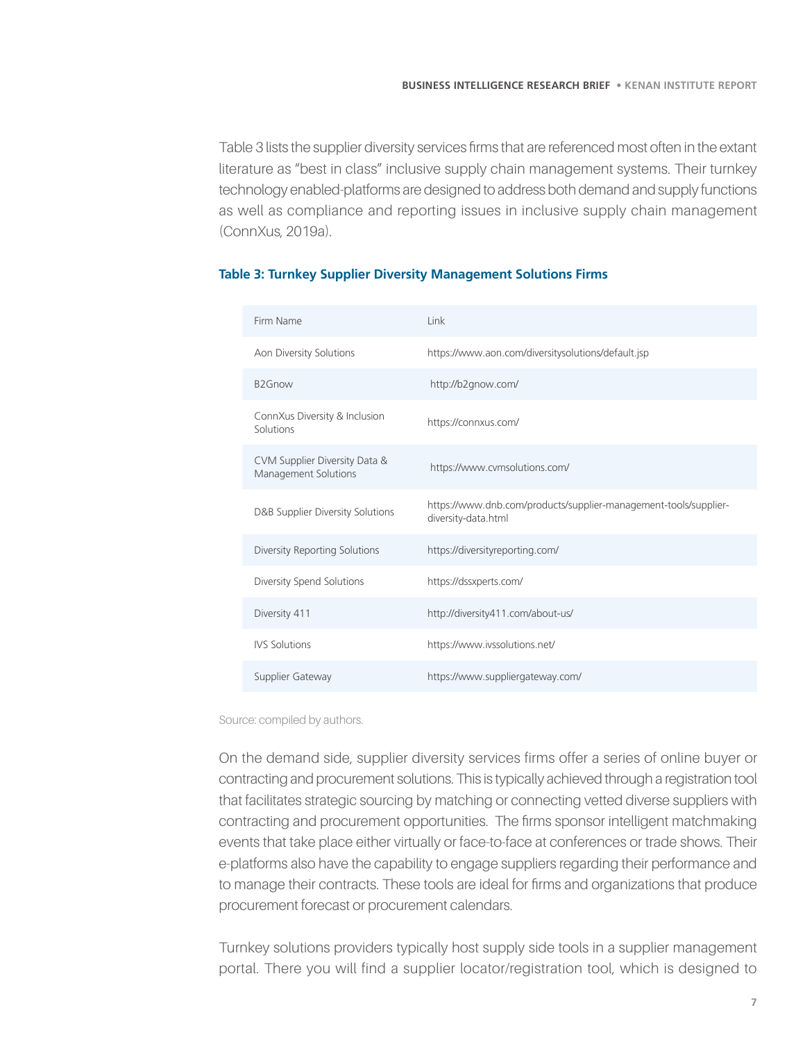Table 3 lists the supplier diversity services firms that are referenced most often in the extant literature as "best in class" inclusive supply chain management systems. Their turnkey technology enabled-platforms are designed to address both demand and supply functions as well as compliance and reporting issues in inclusive supply chain management (ConnXus, 2019a).

**Table 3: Turnkey Supplier Diversity Management Solutions Firms**

| Firm Name | Link |
|---|---|
| Aon Diversity Solutions | https://www.aon.com/diversitysolutions/default.jsp |
| B2Gnow | http://b2gnow.com/ |
| ConnXus Diversity & Inclusion Solutions | https://connxus.com/ |
| CVM Supplier Diversity Data & Management Solutions | https://www.cvmsolutions.com/ |
| D&B Supplier Diversity Solutions | https://www.dnb.com/products/supplier-management-tools/supplier-diversity-data.html |
| Diversity Reporting Solutions | https://diversityreporting.com/ |
| Diversity Spend Solutions | https://dssxperts.com/ |
| Diversity 411 | http://diversity411.com/about-us/ |
| IVS Solutions | https://www.ivssolutions.net/ |
| Supplier Gateway | https://www.suppliergateway.com/ |

Source: compiled by authors.

On the demand side, supplier diversity services firms offer a series of online buyer or contracting and procurement solutions. This is typically achieved through a registration tool that facilitates strategic sourcing by matching or connecting vetted diverse suppliers with contracting and procurement opportunities. The firms sponsor intelligent matchmaking events that take place either virtually or face-to-face at conferences or trade shows. Their e-platforms also have the capability to engage suppliers regarding their performance and to manage their contracts. These tools are ideal for firms and organizations that produce procurement forecast or procurement calendars.

Turnkey solutions providers typically host supply side tools in a supplier management portal. There you will find a supplier locator/registration tool, which is designed to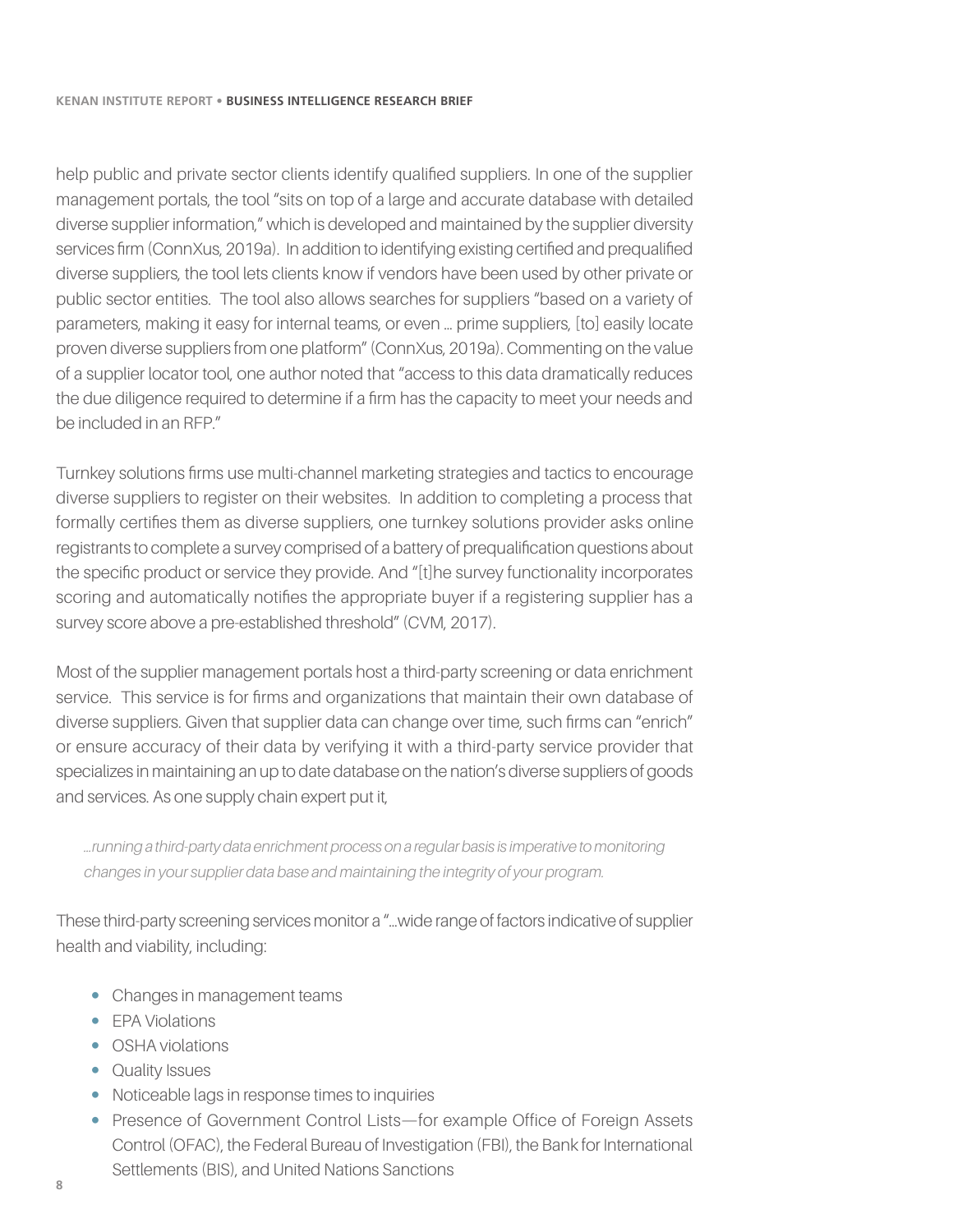help public and private sector clients identify qualified suppliers. In one of the supplier management portals, the tool "sits on top of a large and accurate database with detailed diverse supplier information," which is developed and maintained by the supplier diversity services firm (ConnXus, 2019a). In addition to identifying existing certified and prequalified diverse suppliers, the tool lets clients know if vendors have been used by other private or public sector entities. The tool also allows searches for suppliers "based on a variety of parameters, making it easy for internal teams, or even … prime suppliers, [to] easily locate proven diverse suppliers from one platform" (ConnXus, 2019a). Commenting on the value of a supplier locator tool, one author noted that "access to this data dramatically reduces the due diligence required to determine if a firm has the capacity to meet your needs and be included in an RFP."

Turnkey solutions firms use multi-channel marketing strategies and tactics to encourage diverse suppliers to register on their websites. In addition to completing a process that formally certifies them as diverse suppliers, one turnkey solutions provider asks online registrants to complete a survey comprised of a battery of prequalification questions about the specific product or service they provide. And "[t]he survey functionality incorporates scoring and automatically notifies the appropriate buyer if a registering supplier has a survey score above a pre-established threshold" (CVM, 2017).

Most of the supplier management portals host a third-party screening or data enrichment service. This service is for firms and organizations that maintain their own database of diverse suppliers. Given that supplier data can change over time, such firms can "enrich" or ensure accuracy of their data by verifying it with a third-party service provider that specializes in maintaining an up to date database on the nation's diverse suppliers of goods and services. As one supply chain expert put it,

> *…running a third-party data enrichment process on a regular basis is imperative to monitoring changes in your supplier data base and maintaining the integrity of your program.*

These third-party screening services monitor a "…wide range of factors indicative of supplier health and viability, including:

- Changes in management teams
- EPA Violations
- OSHA violations
- Quality Issues
- Noticeable lags in response times to inquiries
- Presence of Government Control Lists—for example Office of Foreign Assets Control (OFAC), the Federal Bureau of Investigation (FBI), the Bank for International Settlements (BIS), and United Nations Sanctions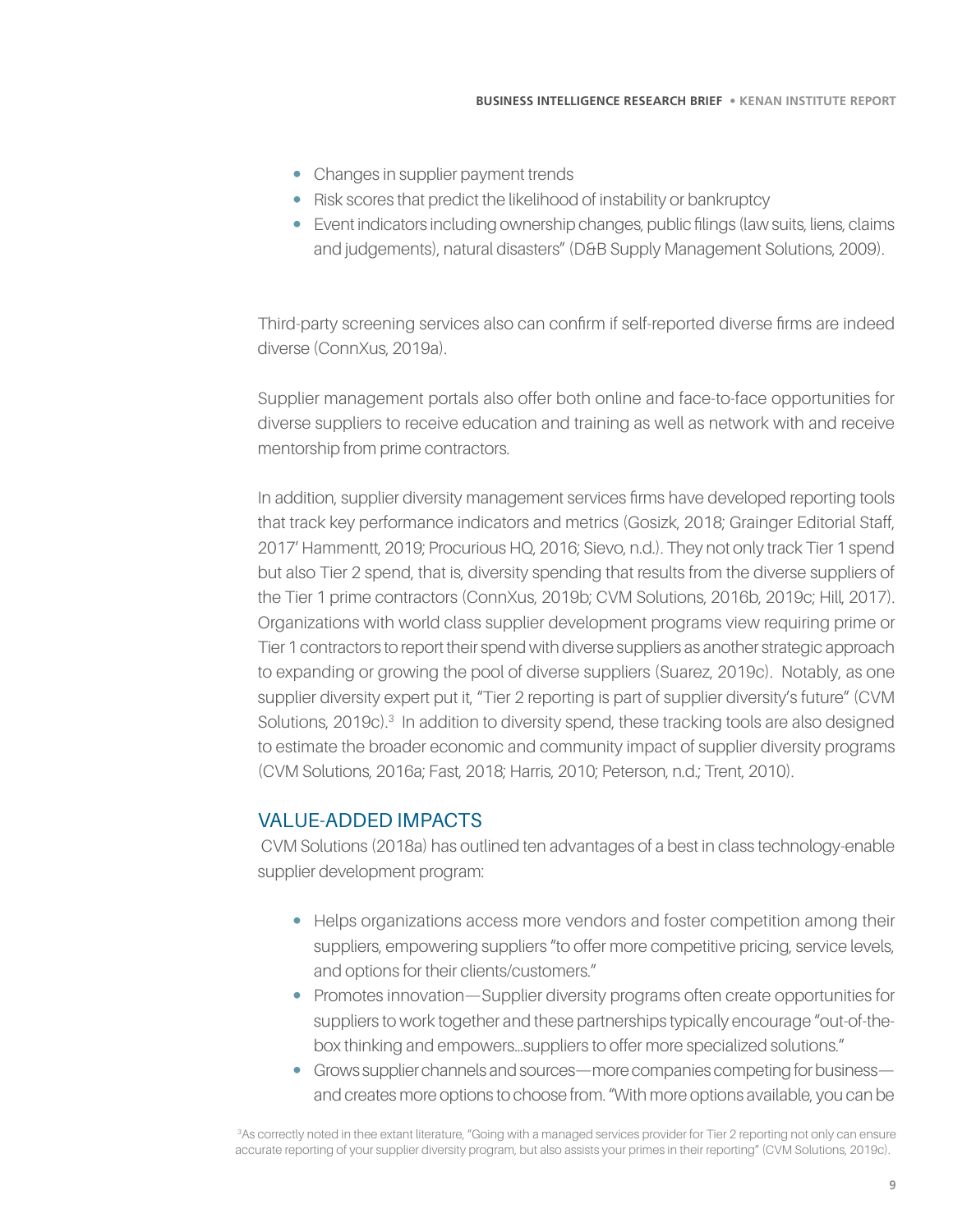- Changes in supplier payment trends
- Risk scores that predict the likelihood of instability or bankruptcy
- Event indicators including ownership changes, public filings (law suits, liens, claims and judgements), natural disasters" (D&B Supply Management Solutions, 2009).

Third-party screening services also can confirm if self-reported diverse firms are indeed diverse (ConnXus, 2019a).

Supplier management portals also offer both online and face-to-face opportunities for diverse suppliers to receive education and training as well as network with and receive mentorship from prime contractors.

In addition, supplier diversity management services firms have developed reporting tools that track key performance indicators and metrics (Gosizk, 2018; Grainger Editorial Staff, 2017' Hammentt, 2019; Procurious HQ, 2016; Sievo, n.d.). They not only track Tier 1 spend but also Tier 2 spend, that is, diversity spending that results from the diverse suppliers of the Tier 1 prime contractors (ConnXus, 2019b; CVM Solutions, 2016b, 2019c; Hill, 2017). Organizations with world class supplier development programs view requiring prime or Tier 1 contractors to report their spend with diverse suppliers as another strategic approach to expanding or growing the pool of diverse suppliers (Suarez, 2019c). Notably, as one supplier diversity expert put it, "Tier 2 reporting is part of supplier diversity's future" (CVM Solutions, 2019c).[3] In addition to diversity spend, these tracking tools are also designed to estimate the broader economic and community impact of supplier diversity programs (CVM Solutions, 2016a; Fast, 2018; Harris, 2010; Peterson, n.d.; Trent, 2010).

## VALUE-ADDED IMPACTS

CVM Solutions (2018a) has outlined ten advantages of a best in class technology-enable supplier development program:

- Helps organizations access more vendors and foster competition among their suppliers, empowering suppliers "to offer more competitive pricing, service levels, and options for their clients/customers."
- Promotes innovation—Supplier diversity programs often create opportunities for suppliers to work together and these partnerships typically encourage "out-of-the-box thinking and empowers…suppliers to offer more specialized solutions."
- Grows supplier channels and sources—more companies competing for business—and creates more options to choose from. "With more options available, you can be

[3]As correctly noted in thee extant literature, "Going with a managed services provider for Tier 2 reporting not only can ensure accurate reporting of your supplier diversity program, but also assists your primes in their reporting" (CVM Solutions, 2019c).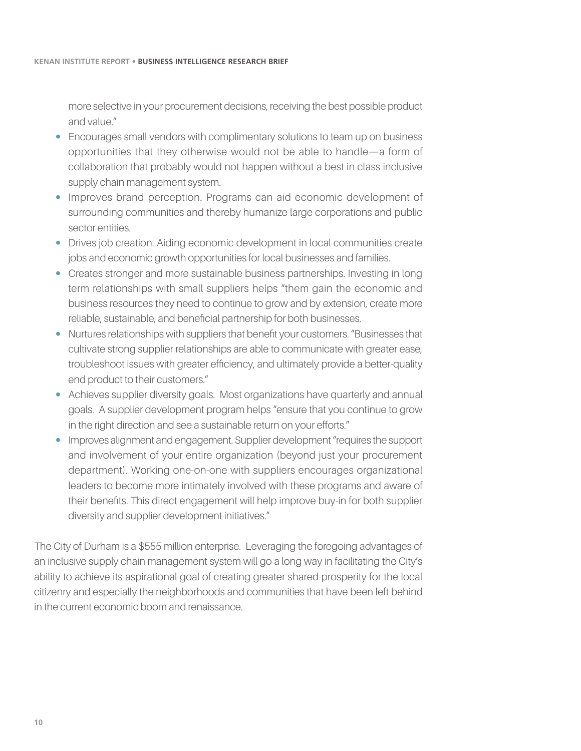more selective in your procurement decisions, receiving the best possible product and value."

- Encourages small vendors with complimentary solutions to team up on business opportunities that they otherwise would not be able to handle—a form of collaboration that probably would not happen without a best in class inclusive supply chain management system.
- Improves brand perception. Programs can aid economic development of surrounding communities and thereby humanize large corporations and public sector entities.
- Drives job creation. Aiding economic development in local communities create jobs and economic growth opportunities for local businesses and families.
- Creates stronger and more sustainable business partnerships. Investing in long term relationships with small suppliers helps "them gain the economic and business resources they need to continue to grow and by extension, create more reliable, sustainable, and beneficial partnership for both businesses.
- Nurtures relationships with suppliers that benefit your customers. "Businesses that cultivate strong supplier relationships are able to communicate with greater ease, troubleshoot issues with greater efficiency, and ultimately provide a better-quality end product to their customers."
- Achieves supplier diversity goals. Most organizations have quarterly and annual goals. A supplier development program helps "ensure that you continue to grow in the right direction and see a sustainable return on your efforts."
- Improves alignment and engagement. Supplier development "requires the support and involvement of your entire organization (beyond just your procurement department). Working one-on-one with suppliers encourages organizational leaders to become more intimately involved with these programs and aware of their benefits. This direct engagement will help improve buy-in for both supplier diversity and supplier development initiatives."

The City of Durham is a $555 million enterprise. Leveraging the foregoing advantages of an inclusive supply chain management system will go a long way in facilitating the City's ability to achieve its aspirational goal of creating greater shared prosperity for the local citizenry and especially the neighborhoods and communities that have been left behind in the current economic boom and renaissance.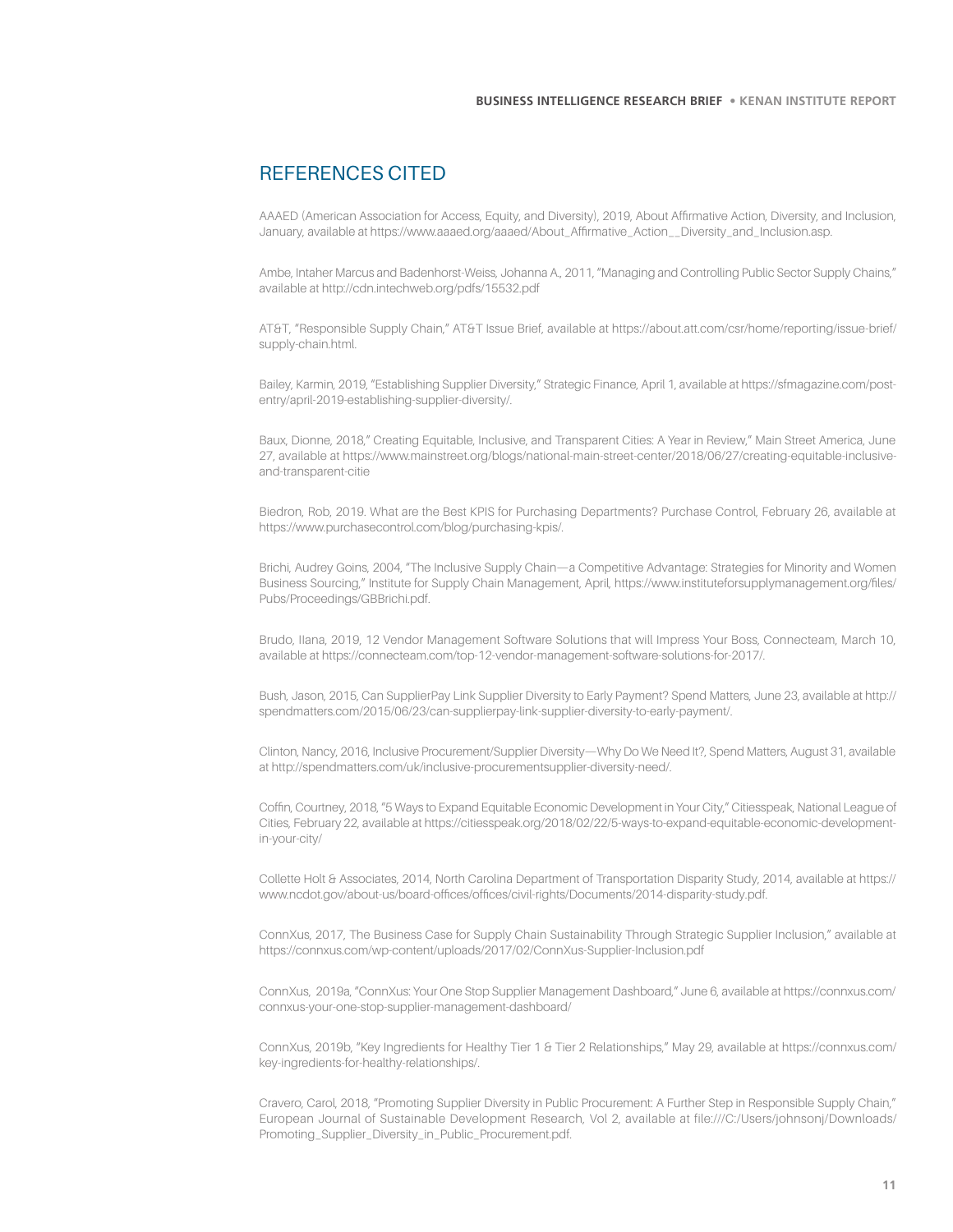## REFERENCES CITED

AAAED (American Association for Access, Equity, and Diversity), 2019, About Affirmative Action, Diversity, and Inclusion, January, available at https://www.aaaed.org/aaaed/About_Affirmative_Action__Diversity_and_Inclusion.asp.

Ambe, Intaher Marcus and Badenhorst-Weiss, Johanna A., 2011, "Managing and Controlling Public Sector Supply Chains," available at http://cdn.intechweb.org/pdfs/15532.pdf

AT&T, "Responsible Supply Chain," AT&T Issue Brief, available at https://about.att.com/csr/home/reporting/issue-brief/supply-chain.html.

Bailey, Karmin, 2019, "Establishing Supplier Diversity," Strategic Finance, April 1, available at https://sfmagazine.com/post-entry/april-2019-establishing-supplier-diversity/.

Baux, Dionne, 2018," Creating Equitable, Inclusive, and Transparent Cities: A Year in Review," Main Street America, June 27, available at https://www.mainstreet.org/blogs/national-main-street-center/2018/06/27/creating-equitable-inclusive-and-transparent-citie

Biedron, Rob, 2019. What are the Best KPIS for Purchasing Departments? Purchase Control, February 26, available at https://www.purchasecontrol.com/blog/purchasing-kpis/.

Brichi, Audrey Goins, 2004, "The Inclusive Supply Chain—a Competitive Advantage: Strategies for Minority and Women Business Sourcing," Institute for Supply Chain Management, April, https://www.instituteforsupplymanagement.org/files/Pubs/Proceedings/GBBrichi.pdf.

Brudo, Ilana, 2019, 12 Vendor Management Software Solutions that will Impress Your Boss, Connecteam, March 10, available at https://connecteam.com/top-12-vendor-management-software-solutions-for-2017/.

Bush, Jason, 2015, Can SupplierPay Link Supplier Diversity to Early Payment? Spend Matters, June 23, available at http://spendmatters.com/2015/06/23/can-supplierpay-link-supplier-diversity-to-early-payment/.

Clinton, Nancy, 2016, Inclusive Procurement/Supplier Diversity—Why Do We Need It?, Spend Matters, August 31, available at http://spendmatters.com/uk/inclusive-procurementsupplier-diversity-need/.

Coffin, Courtney, 2018, "5 Ways to Expand Equitable Economic Development in Your City," Citiesspeak, National League of Cities, February 22, available at https://citiesspeak.org/2018/02/22/5-ways-to-expand-equitable-economic-development-in-your-city/

Collette Holt & Associates, 2014, North Carolina Department of Transportation Disparity Study, 2014, available at https://www.ncdot.gov/about-us/board-offices/offices/civil-rights/Documents/2014-disparity-study.pdf.

ConnXus, 2017, The Business Case for Supply Chain Sustainability Through Strategic Supplier Inclusion," available at https://connxus.com/wp-content/uploads/2017/02/ConnXus-Supplier-Inclusion.pdf

ConnXus, 2019a, "ConnXus: Your One Stop Supplier Management Dashboard," June 6, available at https://connxus.com/connxus-your-one-stop-supplier-management-dashboard/

ConnXus, 2019b, "Key Ingredients for Healthy Tier 1 & Tier 2 Relationships," May 29, available at https://connxus.com/key-ingredients-for-healthy-relationships/.

Cravero, Carol, 2018, "Promoting Supplier Diversity in Public Procurement: A Further Step in Responsible Supply Chain," European Journal of Sustainable Development Research, Vol 2, available at file:///C:/Users/johnsonj/Downloads/Promoting_Supplier_Diversity_in_Public_Procurement.pdf.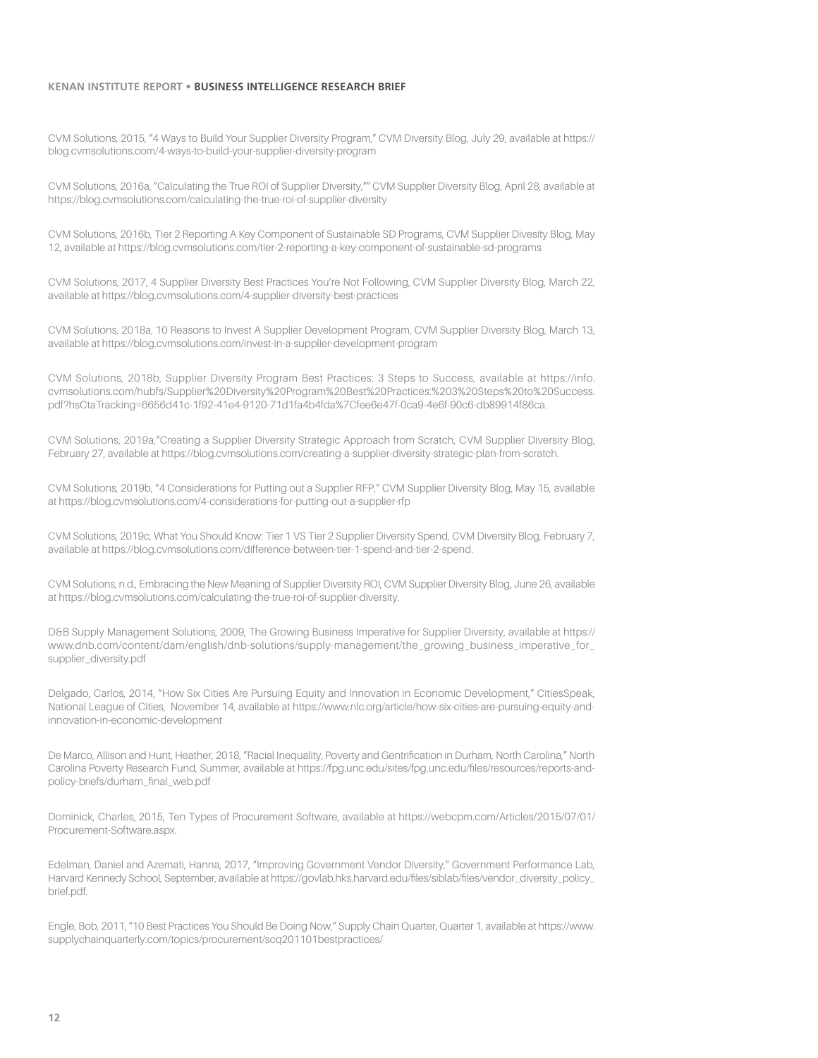CVM Solutions, 2015, "4 Ways to Build Your Supplier Diversity Program," CVM Diversity Blog, July 29, available at https://blog.cvmsolutions.com/4-ways-to-build-your-supplier-diversity-program

CVM Solutions, 2016a, "Calculating the True ROI of Supplier Diversity,"" CVM Supplier Diversity Blog, April 28, available at https://blog.cvmsolutions.com/calculating-the-true-roi-of-supplier-diversity

CVM Solutions, 2016b, Tier 2 Reporting A Key Component of Sustainable SD Programs, CVM Supplier Divesity Blog, May 12, available at https://blog.cvmsolutions.com/tier-2-reporting-a-key-component-of-sustainable-sd-programs

CVM Solutions, 2017, 4 Supplier Diversity Best Practices You're Not Following, CVM Supplier Diversity Blog, March 22, available at https://blog.cvmsolutions.com/4-supplier-diversity-best-practices

CVM Solutions, 2018a, 10 Reasons to Invest A Supplier Development Program, CVM Supplier Diversity Blog, March 13, available at https://blog.cvmsolutions.com/invest-in-a-supplier-development-program

CVM Solutions, 2018b, Supplier Diversity Program Best Practices: 3 Steps to Success, available at https://info.cvmsolutions.com/hubfs/Supplier%20Diversity%20Program%20Best%20Practices:%203%20Steps%20to%20Success.pdf?hsCtaTracking=6656d41c-1f92-41e4-9120-71d1fa4b4fda%7Cfee6e47f-0ca9-4e6f-90c6-db89914f86ca.

CVM Solutions, 2019a,"Creating a Supplier Diversity Strategic Approach from Scratch, CVM Supplier Diversity Blog, February 27, available at https://blog.cvmsolutions.com/creating-a-supplier-diversity-strategic-plan-from-scratch.

CVM Solutions, 2019b, "4 Considerations for Putting out a Supplier RFP," CVM Supplier Diversity Blog, May 15, available at https://blog.cvmsolutions.com/4-considerations-for-putting-out-a-supplier-rfp

CVM Solutions, 2019c, What You Should Know: Tier 1 VS Tier 2 Supplier Diversity Spend, CVM Diversity Blog, February 7, available at https://blog.cvmsolutions.com/difference-between-tier-1-spend-and-tier-2-spend.

CVM Solutions, n.d., Embracing the New Meaning of Supplier Diversity ROI, CVM Supplier Diversity Blog, June 26, available at https://blog.cvmsolutions.com/calculating-the-true-roi-of-supplier-diversity.

D&B Supply Management Solutions, 2009, The Growing Business Imperative for Supplier Diversity, available at https://www.dnb.com/content/dam/english/dnb-solutions/supply-management/the_growing_business_imperative_for_supplier_diversity.pdf

Delgado, Carlos, 2014, "How Six Cities Are Pursuing Equity and Innovation in Economic Development," CitiesSpeak, National League of Cities, November 14, available at https://www.nlc.org/article/how-six-cities-are-pursuing-equity-and-innovation-in-economic-development

De Marco, Allison and Hunt, Heather, 2018, "Racial Inequality, Poverty and Gentrification in Durham, North Carolina," North Carolina Poverty Research Fund, Summer, available at https://fpg.unc.edu/sites/fpg.unc.edu/files/resources/reports-and-policy-briefs/durham_final_web.pdf

Dominick, Charles, 2015, Ten Types of Procurement Software, available at https://webcpm.com/Articles/2015/07/01/Procurement-Software.aspx.

Edelman, Daniel and Azemati, Hanna, 2017, "Improving Government Vendor Diversity," Government Performance Lab, Harvard Kennedy School, September, available at https://govlab.hks.harvard.edu/files/siblab/files/vendor_diversity_policy_brief.pdf.

Engle, Bob, 2011, "10 Best Practices You Should Be Doing Now," Supply Chain Quarter, Quarter 1, available at https://www.supplychainquarterly.com/topics/procurement/scq201101bestpractices/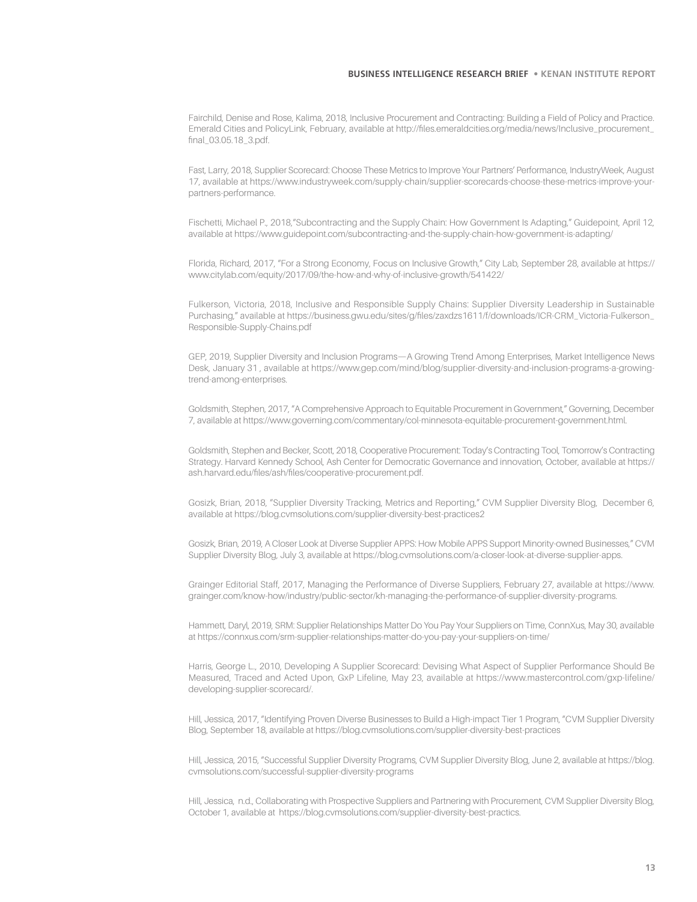Fairchild, Denise and Rose, Kalima, 2018, Inclusive Procurement and Contracting: Building a Field of Policy and Practice. Emerald Cities and PolicyLink, February, available at http://files.emeraldcities.org/media/news/Inclusive_procurement_final_03.05.18_3.pdf.

Fast, Larry, 2018, Supplier Scorecard: Choose These Metrics to Improve Your Partners' Performance, IndustryWeek, August 17, available at https://www.industryweek.com/supply-chain/supplier-scorecards-choose-these-metrics-improve-your-partners-performance.

Fischetti, Michael P., 2018,"Subcontracting and the Supply Chain: How Government Is Adapting," Guidepoint, April 12, available at https://www.guidepoint.com/subcontracting-and-the-supply-chain-how-government-is-adapting/

Florida, Richard, 2017, "For a Strong Economy, Focus on Inclusive Growth," City Lab, September 28, available at https://www.citylab.com/equity/2017/09/the-how-and-why-of-inclusive-growth/541422/

Fulkerson, Victoria, 2018, Inclusive and Responsible Supply Chains: Supplier Diversity Leadership in Sustainable Purchasing," available at https://business.gwu.edu/sites/g/files/zaxdzs1611/f/downloads/ICR-CRM_Victoria-Fulkerson_Responsible-Supply-Chains.pdf

GEP, 2019, Supplier Diversity and Inclusion Programs—A Growing Trend Among Enterprises, Market Intelligence News Desk, January 31 , available at https://www.gep.com/mind/blog/supplier-diversity-and-inclusion-programs-a-growing-trend-among-enterprises.

Goldsmith, Stephen, 2017, "A Comprehensive Approach to Equitable Procurement in Government," Governing, December 7, available at https://www.governing.com/commentary/col-minnesota-equitable-procurement-government.html.

Goldsmith, Stephen and Becker, Scott, 2018, Cooperative Procurement: Today's Contracting Tool, Tomorrow's Contracting Strategy. Harvard Kennedy School, Ash Center for Democratic Governance and innovation, October, available at https://ash.harvard.edu/files/ash/files/cooperative-procurement.pdf.

Gosizk, Brian, 2018, "Supplier Diversity Tracking, Metrics and Reporting," CVM Supplier Diversity Blog, December 6, available at https://blog.cvmsolutions.com/supplier-diversity-best-practices2

Gosizk, Brian, 2019, A Closer Look at Diverse Supplier APPS: How Mobile APPS Support Minority-owned Businesses," CVM Supplier Diversity Blog, July 3, available at https://blog.cvmsolutions.com/a-closer-look-at-diverse-supplier-apps.

Grainger Editorial Staff, 2017, Managing the Performance of Diverse Suppliers, February 27, available at https://www.grainger.com/know-how/industry/public-sector/kh-managing-the-performance-of-supplier-diversity-programs.

Hammett, Daryl, 2019, SRM: Supplier Relationships Matter Do You Pay Your Suppliers on Time, ConnXus, May 30, available at https://connxus.com/srm-supplier-relationships-matter-do-you-pay-your-suppliers-on-time/

Harris, George L., 2010, Developing A Supplier Scorecard: Devising What Aspect of Supplier Performance Should Be Measured, Traced and Acted Upon, GxP Lifeline, May 23, available at https://www.mastercontrol.com/gxp-lifeline/developing-supplier-scorecard/.

Hill, Jessica, 2017, "Identifying Proven Diverse Businesses to Build a High-impact Tier 1 Program, "CVM Supplier Diversity Blog, September 18, available at https://blog.cvmsolutions.com/supplier-diversity-best-practices

Hill, Jessica, 2015, "Successful Supplier Diversity Programs, CVM Supplier Diversity Blog, June 2, available at https://blog.cvmsolutions.com/successful-supplier-diversity-programs

Hill, Jessica, n.d., Collaborating with Prospective Suppliers and Partnering with Procurement, CVM Supplier Diversity Blog, October 1, available at https://blog.cvmsolutions.com/supplier-diversity-best-practics.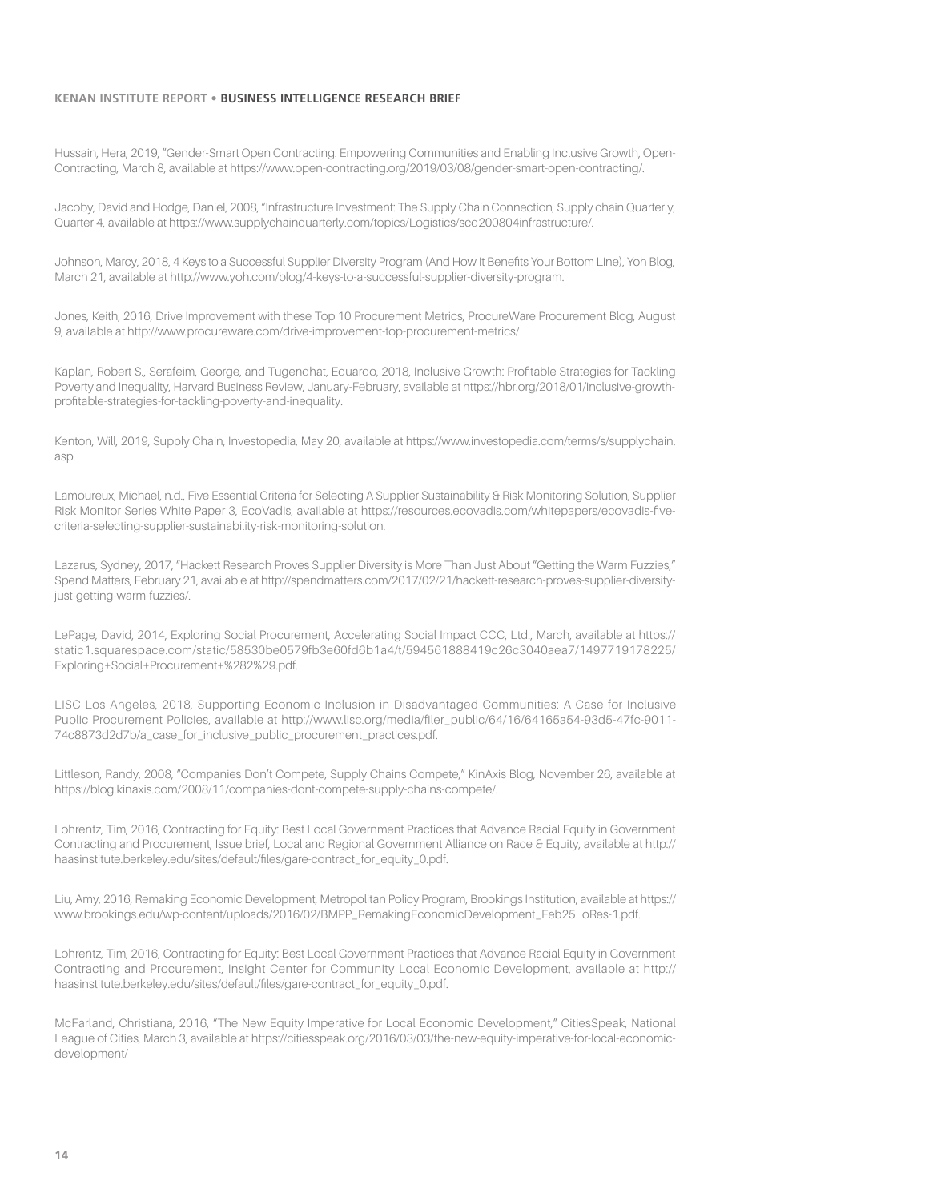Hussain, Hera, 2019, "Gender-Smart Open Contracting: Empowering Communities and Enabling Inclusive Growth, Open-Contracting, March 8, available at https://www.open-contracting.org/2019/03/08/gender-smart-open-contracting/.

Jacoby, David and Hodge, Daniel, 2008, "Infrastructure Investment: The Supply Chain Connection, Supply chain Quarterly, Quarter 4, available at https://www.supplychainquarterly.com/topics/Logistics/scq200804infrastructure/.

Johnson, Marcy, 2018, 4 Keys to a Successful Supplier Diversity Program (And How It Benefits Your Bottom Line), Yoh Blog, March 21, available at http://www.yoh.com/blog/4-keys-to-a-successful-supplier-diversity-program.

Jones, Keith, 2016, Drive Improvement with these Top 10 Procurement Metrics, ProcureWare Procurement Blog, August 9, available at http://www.procureware.com/drive-improvement-top-procurement-metrics/

Kaplan, Robert S., Serafeim, George, and Tugendhat, Eduardo, 2018, Inclusive Growth: Profitable Strategies for Tackling Poverty and Inequality, Harvard Business Review, January-February, available at https://hbr.org/2018/01/inclusive-growth-profitable-strategies-for-tackling-poverty-and-inequality.

Kenton, Will, 2019, Supply Chain, Investopedia, May 20, available at https://www.investopedia.com/terms/s/supplychain.asp.

Lamoureux, Michael, n.d., Five Essential Criteria for Selecting A Supplier Sustainability & Risk Monitoring Solution, Supplier Risk Monitor Series White Paper 3, EcoVadis, available at https://resources.ecovadis.com/whitepapers/ecovadis-five-criteria-selecting-supplier-sustainability-risk-monitoring-solution.

Lazarus, Sydney, 2017, "Hackett Research Proves Supplier Diversity is More Than Just About "Getting the Warm Fuzzies," Spend Matters, February 21, available at http://spendmatters.com/2017/02/21/hackett-research-proves-supplier-diversity-just-getting-warm-fuzzies/.

LePage, David, 2014, Exploring Social Procurement, Accelerating Social Impact CCC, Ltd., March, available at https://static1.squarespace.com/static/58530be0579fb3e60fd6b1a4/t/594561888419c26c3040aea7/1497719178225/Exploring+Social+Procurement+%282%29.pdf.

LISC Los Angeles, 2018, Supporting Economic Inclusion in Disadvantaged Communities: A Case for Inclusive Public Procurement Policies, available at http://www.lisc.org/media/filer_public/64/16/64165a54-93d5-47fc-9011-74c8873d2d7b/a_case_for_inclusive_public_procurement_practices.pdf.

Littleson, Randy, 2008, "Companies Don't Compete, Supply Chains Compete," KinAxis Blog, November 26, available at https://blog.kinaxis.com/2008/11/companies-dont-compete-supply-chains-compete/.

Lohrentz, Tim, 2016, Contracting for Equity: Best Local Government Practices that Advance Racial Equity in Government Contracting and Procurement, Issue brief, Local and Regional Government Alliance on Race & Equity, available at http://haasinstitute.berkeley.edu/sites/default/files/gare-contract_for_equity_0.pdf.

Liu, Amy, 2016, Remaking Economic Development, Metropolitan Policy Program, Brookings Institution, available at https://www.brookings.edu/wp-content/uploads/2016/02/BMPP_RemakingEconomicDevelopment_Feb25LoRes-1.pdf.

Lohrentz, Tim, 2016, Contracting for Equity: Best Local Government Practices that Advance Racial Equity in Government Contracting and Procurement, Insight Center for Community Local Economic Development, available at http://haasinstitute.berkeley.edu/sites/default/files/gare-contract_for_equity_0.pdf.

McFarland, Christiana, 2016, "The New Equity Imperative for Local Economic Development," CitiesSpeak, National League of Cities, March 3, available at https://citiesspeak.org/2016/03/03/the-new-equity-imperative-for-local-economic-development/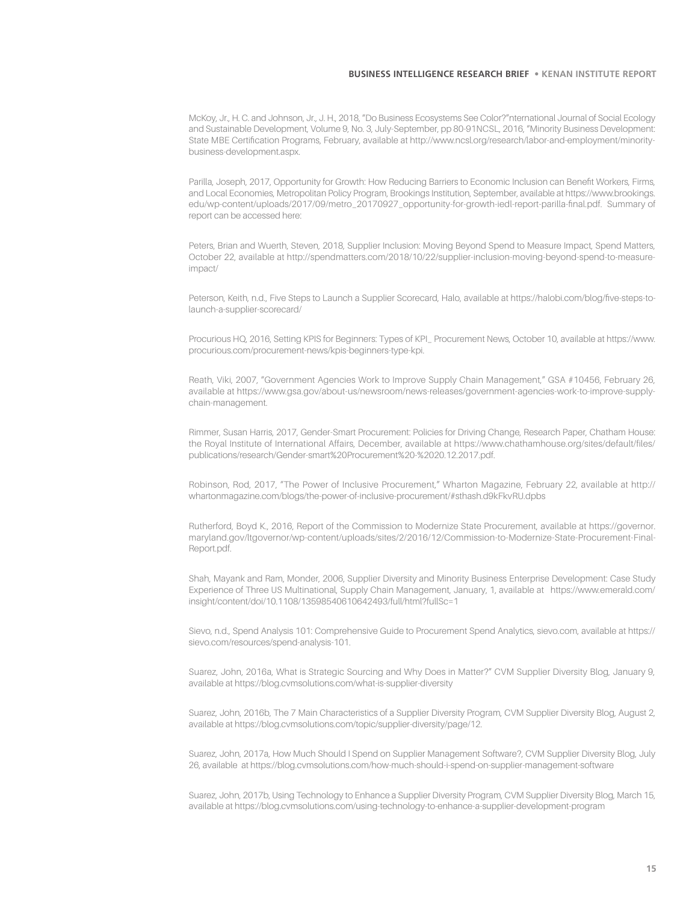McKoy, Jr., H. C. and Johnson, Jr., J. H., 2018, "Do Business Ecosystems See Color?"nternational Journal of Social Ecology and Sustainable Development, Volume 9, No. 3, July-September, pp 80-91NCSL, 2016, "Minority Business Development: State MBE Certification Programs, February, available at http://www.ncsl.org/research/labor-and-employment/minority-business-development.aspx.

Parilla, Joseph, 2017, Opportunity for Growth: How Reducing Barriers to Economic Inclusion can Benefit Workers, Firms, and Local Economies, Metropolitan Policy Program, Brookings Institution, September, available at https://www.brookings.edu/wp-content/uploads/2017/09/metro_20170927_opportunity-for-growth-iedl-report-parilla-final.pdf. Summary of report can be accessed here:

Peters, Brian and Wuerth, Steven, 2018, Supplier Inclusion: Moving Beyond Spend to Measure Impact, Spend Matters, October 22, available at http://spendmatters.com/2018/10/22/supplier-inclusion-moving-beyond-spend-to-measure-impact/

Peterson, Keith, n.d., Five Steps to Launch a Supplier Scorecard, Halo, available at https://halobi.com/blog/five-steps-to-launch-a-supplier-scorecard/

Procurious HQ, 2016, Setting KPIS for Beginners: Types of KPI_ Procurement News, October 10, available at https://www.procurious.com/procurement-news/kpis-beginners-type-kpi.

Reath, Viki, 2007, "Government Agencies Work to Improve Supply Chain Management," GSA #10456, February 26, available at https://www.gsa.gov/about-us/newsroom/news-releases/government-agencies-work-to-improve-supply-chain-management.

Rimmer, Susan Harris, 2017, Gender-Smart Procurement: Policies for Driving Change, Research Paper, Chatham House: the Royal Institute of International Affairs, December, available at https://www.chathamhouse.org/sites/default/files/publications/research/Gender-smart%20Procurement%20-%2020.12.2017.pdf.

Robinson, Rod, 2017, "The Power of Inclusive Procurement," Wharton Magazine, February 22, available at http://whartonmagazine.com/blogs/the-power-of-inclusive-procurement/#sthash.d9kFkvRU.dpbs

Rutherford, Boyd K., 2016, Report of the Commission to Modernize State Procurement, available at https://governor.maryland.gov/ltgovernor/wp-content/uploads/sites/2/2016/12/Commission-to-Modernize-State-Procurement-Final-Report.pdf.

Shah, Mayank and Ram, Monder, 2006, Supplier Diversity and Minority Business Enterprise Development: Case Study Experience of Three US Multinational, Supply Chain Management, January, 1, available at https://www.emerald.com/insight/content/doi/10.1108/13598540610642493/full/html?fullSc=1

Sievo, n.d., Spend Analysis 101: Comprehensive Guide to Procurement Spend Analytics, sievo.com, available at https://sievo.com/resources/spend-analysis-101.

Suarez, John, 2016a, What is Strategic Sourcing and Why Does in Matter?" CVM Supplier Diversity Blog, January 9, available at https://blog.cvmsolutions.com/what-is-supplier-diversity

Suarez, John, 2016b, The 7 Main Characteristics of a Supplier Diversity Program, CVM Supplier Diversity Blog, August 2, available at https://blog.cvmsolutions.com/topic/supplier-diversity/page/12.

Suarez, John, 2017a, How Much Should I Spend on Supplier Management Software?, CVM Supplier Diversity Blog, July 26, available at https://blog.cvmsolutions.com/how-much-should-i-spend-on-supplier-management-software

Suarez, John, 2017b, Using Technology to Enhance a Supplier Diversity Program, CVM Supplier Diversity Blog, March 15, available at https://blog.cvmsolutions.com/using-technology-to-enhance-a-supplier-development-program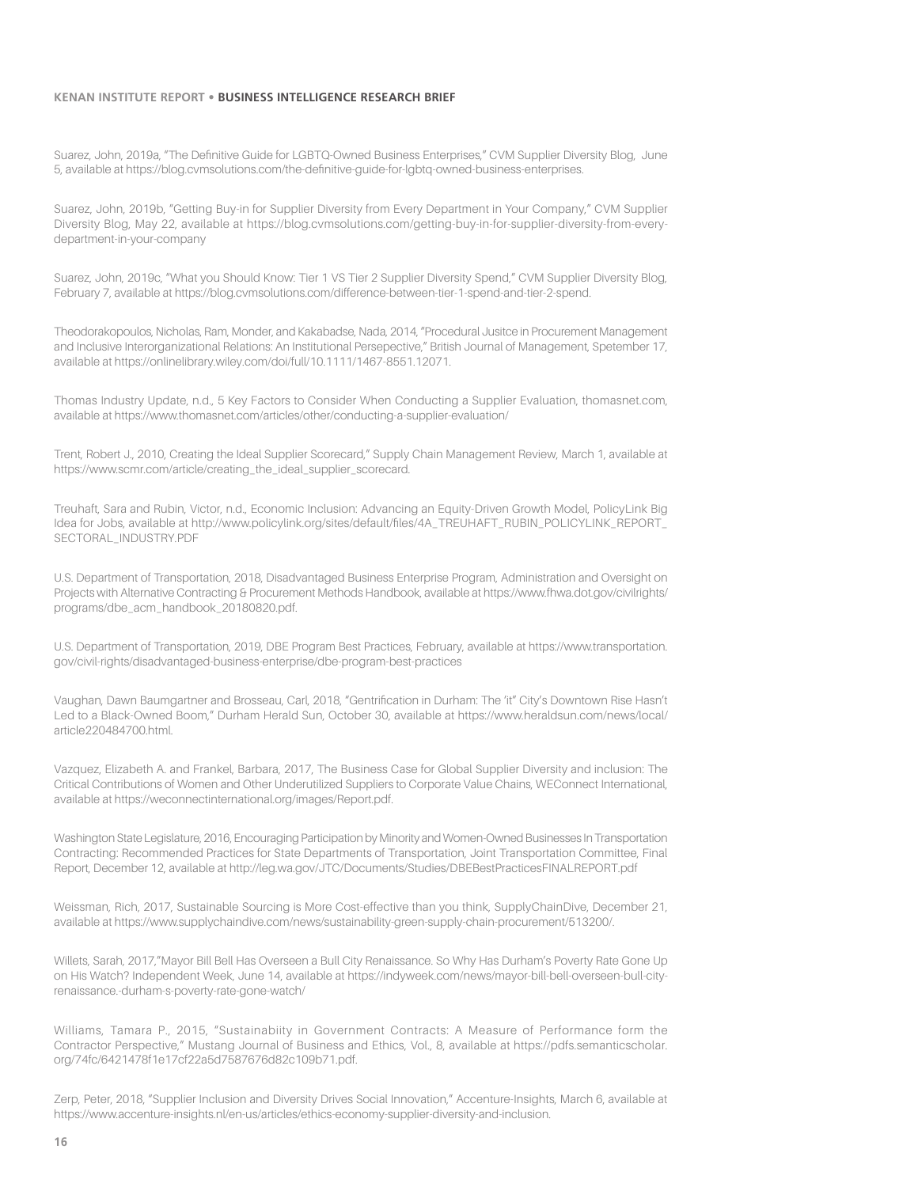Suarez, John, 2019a, "The Definitive Guide for LGBTQ-Owned Business Enterprises," CVM Supplier Diversity Blog, June 5, available at https://blog.cvmsolutions.com/the-definitive-guide-for-lgbtq-owned-business-enterprises.

Suarez, John, 2019b, "Getting Buy-in for Supplier Diversity from Every Department in Your Company," CVM Supplier Diversity Blog, May 22, available at https://blog.cvmsolutions.com/getting-buy-in-for-supplier-diversity-from-every-department-in-your-company

Suarez, John, 2019c, "What you Should Know: Tier 1 VS Tier 2 Supplier Diversity Spend," CVM Supplier Diversity Blog, February 7, available at https://blog.cvmsolutions.com/difference-between-tier-1-spend-and-tier-2-spend.

Theodorakopoulos, Nicholas, Ram, Monder, and Kakabadse, Nada, 2014, "Procedural Jusitce in Procurement Management and Inclusive Interorganizational Relations: An Institutional Persepective," British Journal of Management, Spetember 17, available at https://onlinelibrary.wiley.com/doi/full/10.1111/1467-8551.12071.

Thomas Industry Update, n.d., 5 Key Factors to Consider When Conducting a Supplier Evaluation, thomasnet.com, available at https://www.thomasnet.com/articles/other/conducting-a-supplier-evaluation/

Trent, Robert J., 2010, Creating the Ideal Supplier Scorecard," Supply Chain Management Review, March 1, available at https://www.scmr.com/article/creating_the_ideal_supplier_scorecard.

Treuhaft, Sara and Rubin, Victor, n.d., Economic Inclusion: Advancing an Equity-Driven Growth Model, PolicyLink Big Idea for Jobs, available at http://www.policylink.org/sites/default/files/4A_TREUHAFT_RUBIN_POLICYLINK_REPORT_SECTORAL_INDUSTRY.PDF

U.S. Department of Transportation, 2018, Disadvantaged Business Enterprise Program, Administration and Oversight on Projects with Alternative Contracting & Procurement Methods Handbook, available at https://www.fhwa.dot.gov/civilrights/programs/dbe_acm_handbook_20180820.pdf.

U.S. Department of Transportation, 2019, DBE Program Best Practices, February, available at https://www.transportation.gov/civil-rights/disadvantaged-business-enterprise/dbe-program-best-practices

Vaughan, Dawn Baumgartner and Brosseau, Carl, 2018, "Gentrification in Durham: The 'it" City's Downtown Rise Hasn't Led to a Black-Owned Boom," Durham Herald Sun, October 30, available at https://www.heraldsun.com/news/local/article220484700.html.

Vazquez, Elizabeth A. and Frankel, Barbara, 2017, The Business Case for Global Supplier Diversity and inclusion: The Critical Contributions of Women and Other Underutilized Suppliers to Corporate Value Chains, WEConnect International, available at https://weconnectinternational.org/images/Report.pdf.

Washington State Legislature, 2016, Encouraging Participation by Minority and Women-Owned Businesses In Transportation Contracting: Recommended Practices for State Departments of Transportation, Joint Transportation Committee, Final Report, December 12, available at http://leg.wa.gov/JTC/Documents/Studies/DBEBestPracticesFINALREPORT.pdf

Weissman, Rich, 2017, Sustainable Sourcing is More Cost-effective than you think, SupplyChainDive, December 21, available at https://www.supplychaindive.com/news/sustainability-green-supply-chain-procurement/513200/.

Willets, Sarah, 2017,"Mayor Bill Bell Has Overseen a Bull City Renaissance. So Why Has Durham's Poverty Rate Gone Up on His Watch? Independent Week, June 14, available at https://indyweek.com/news/mayor-bill-bell-overseen-bull-city-renaissance.-durham-s-poverty-rate-gone-watch/

Williams, Tamara P., 2015, "Sustainabiity in Government Contracts: A Measure of Performance form the Contractor Perspective," Mustang Journal of Business and Ethics, Vol., 8, available at https://pdfs.semanticscholar.org/74fc/6421478f1e17cf22a5d7587676d82c109b71.pdf.

Zerp, Peter, 2018, "Supplier Inclusion and Diversity Drives Social Innovation," Accenture-Insights, March 6, available at https://www.accenture-insights.nl/en-us/articles/ethics-economy-supplier-diversity-and-inclusion.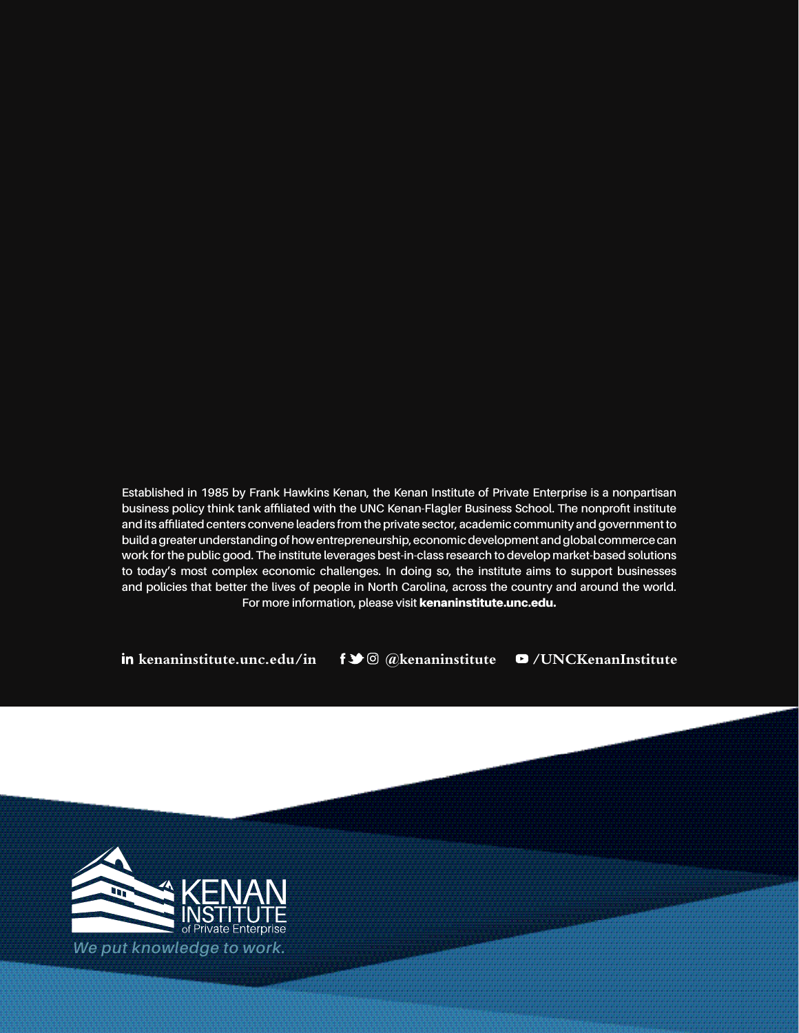Established in 1985 by Frank Hawkins Kenan, the Kenan Institute of Private Enterprise is a nonpartisan business policy think tank affiliated with the UNC Kenan-Flagler Business School. The nonprofit institute and its affiliated centers convene leaders from the private sector, academic community and government to build a greater understanding of how entrepreneurship, economic development and global commerce can work for the public good. The institute leverages best-in-class research to develop market-based solutions to today's most complex economic challenges. In doing so, the institute aims to support businesses and policies that better the lives of people in North Carolina, across the country and around the world. For more information, please visit **kenaninstitute.unc.edu.**

**kenaninstitute.unc.edu/in** **@kenaninstitute** **/UNCKenanInstitute**

KENAN INSTITUTE of Private Enterprise

*We put knowledge to work.*